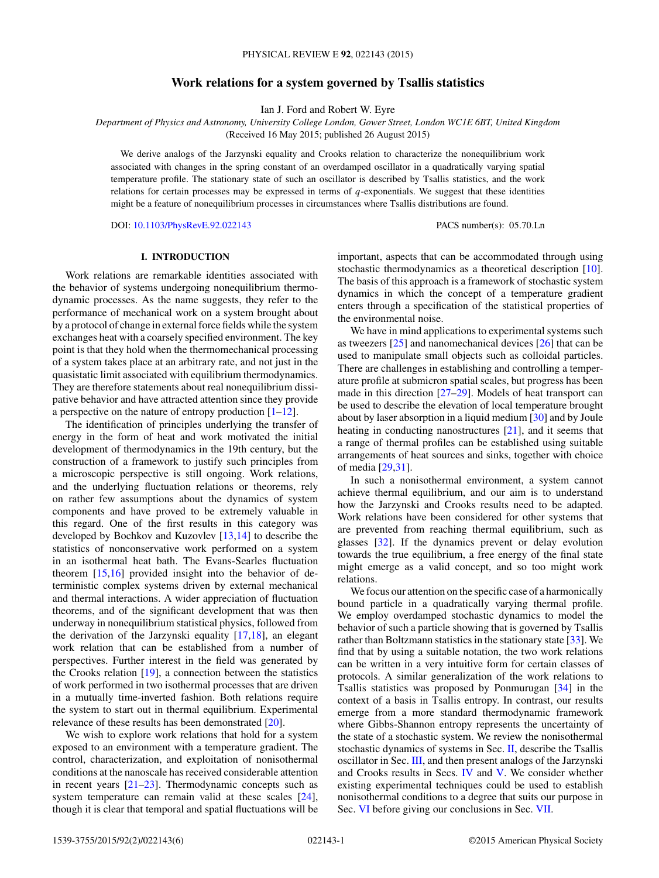# Work relations for a system governed by Tsallis statistics

Ian J. Ford and Robert W. Eyre

*Department of Physics and Astronomy, University College London, Gower Street, London WC1E 6BT, United Kingdom*

(Received 16 May 2015; published 26 August 2015)

We derive analogs of the Jarzynski equality and Crooks relation to characterize the nonequilibrium work associated with changes in the spring constant of an overdamped oscillator in a quadratically varying spatial temperature profile. The stationary state of such an oscillator is described by Tsallis statistics, and the work relations for certain processes may be expressed in terms of $q$-exponentials. We suggest that these identities might be a feature of nonequilibrium processes in circumstances where Tsallis distributions are found.

DOI: 10.1103/PhysRevE.92.022143 PACS number(s): 05.70.Ln

## I. INTRODUCTION

Work relations are remarkable identities associated with the behavior of systems undergoing nonequilibrium thermodynamic processes. As the name suggests, they refer to the performance of mechanical work on a system brought about by a protocol of change in external force fields while the system exchanges heat with a coarsely specified environment. The key point is that they hold when the thermomechanical processing of a system takes place at an arbitrary rate, and not just in the quasistatic limit associated with equilibrium thermodynamics. They are therefore statements about real nonequilibrium dissipative behavior and have attracted attention since they provide a perspective on the nature of entropy production [1–12].

The identification of principles underlying the transfer of energy in the form of heat and work motivated the initial development of thermodynamics in the 19th century, but the construction of a framework to justify such principles from a microscopic perspective is still ongoing. Work relations, and the underlying fluctuation relations or theorems, rely on rather few assumptions about the dynamics of system components and have proved to be extremely valuable in this regard. One of the first results in this category was developed by Bochkov and Kuzovlev [13,14] to describe the statistics of nonconservative work performed on a system in an isothermal heat bath. The Evans-Searles fluctuation theorem [15,16] provided insight into the behavior of deterministic complex systems driven by external mechanical and thermal interactions. A wider appreciation of fluctuation theorems, and of the significant development that was then underway in nonequilibrium statistical physics, followed from the derivation of the Jarzynski equality [17,18], an elegant work relation that can be established from a number of perspectives. Further interest in the field was generated by the Crooks relation [19], a connection between the statistics of work performed in two isothermal processes that are driven in a mutually time-inverted fashion. Both relations require the system to start out in thermal equilibrium. Experimental relevance of these results has been demonstrated [20].

We wish to explore work relations that hold for a system exposed to an environment with a temperature gradient. The control, characterization, and exploitation of nonisothermal conditions at the nanoscale has received considerable attention in recent years [21–23]. Thermodynamic concepts such as system temperature can remain valid at these scales [24], though it is clear that temporal and spatial fluctuations will be important, aspects that can be accommodated through using stochastic thermodynamics as a theoretical description [10]. The basis of this approach is a framework of stochastic system dynamics in which the concept of a temperature gradient enters through a specification of the statistical properties of the environmental noise.

We have in mind applications to experimental systems such as tweezers [25] and nanomechanical devices [26] that can be used to manipulate small objects such as colloidal particles. There are challenges in establishing and controlling a temperature profile at submicron spatial scales, but progress has been made in this direction [27–29]. Models of heat transport can be used to describe the elevation of local temperature brought about by laser absorption in a liquid medium [30] and by Joule heating in conducting nanostructures [21], and it seems that a range of thermal profiles can be established using suitable arrangements of heat sources and sinks, together with choice of media [29,31].

In such a nonisothermal environment, a system cannot achieve thermal equilibrium, and our aim is to understand how the Jarzynski and Crooks results need to be adapted. Work relations have been considered for other systems that are prevented from reaching thermal equilibrium, such as glasses [32]. If the dynamics prevent or delay evolution towards the true equilibrium, a free energy of the final state might emerge as a valid concept, and so too might work relations.

We focus our attention on the specific case of a harmonically bound particle in a quadratically varying thermal profile. We employ overdamped stochastic dynamics to model the behavior of such a particle showing that is governed by Tsallis rather than Boltzmann statistics in the stationary state [33]. We find that by using a suitable notation, the two work relations can be written in a very intuitive form for certain classes of protocols. A similar generalization of the work relations to Tsallis statistics was proposed by Ponmurugan [34] in the context of a basis in Tsallis entropy. In contrast, our results emerge from a more standard thermodynamic framework where Gibbs-Shannon entropy represents the uncertainty of the state of a stochastic system. We review the nonisothermal stochastic dynamics of systems in Sec. II, describe the Tsallis oscillator in Sec. III, and then present analogs of the Jarzynski and Crooks results in Secs. IV and V. We consider whether existing experimental techniques could be used to establish nonisothermal conditions to a degree that suits our purpose in Sec. VI before giving our conclusions in Sec. VII.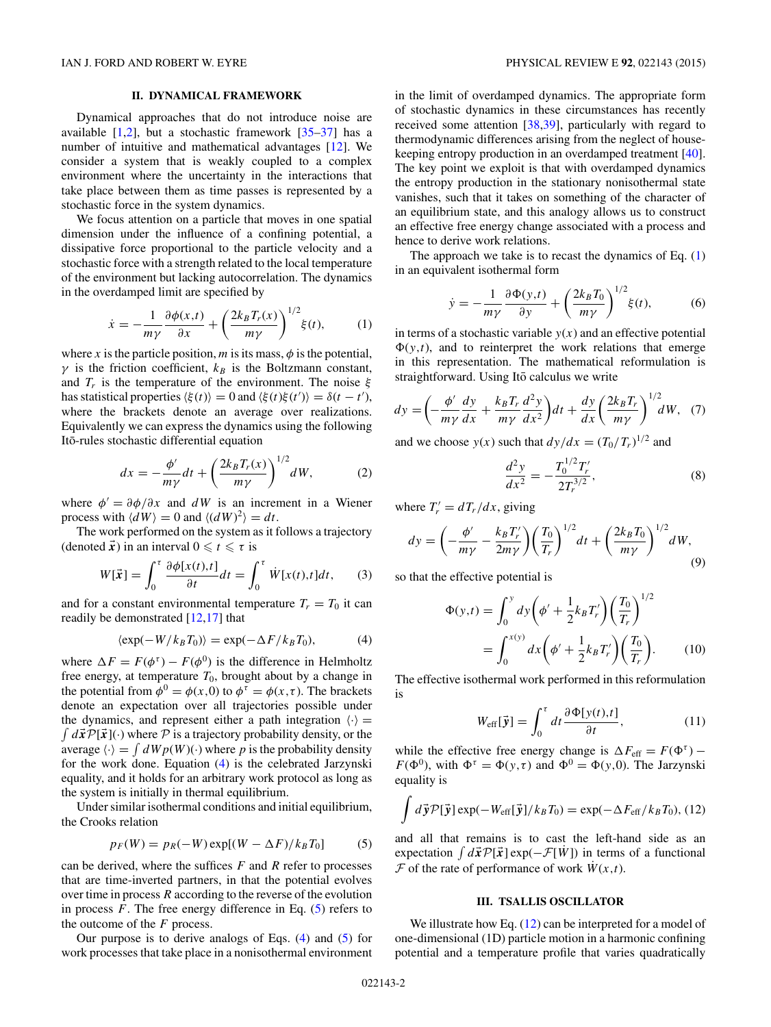## II. DYNAMICAL FRAMEWORK

Dynamical approaches that do not introduce noise are available [1,2], but a stochastic framework [35–37] has a number of intuitive and mathematical advantages [12]. We consider a system that is weakly coupled to a complex environment where the uncertainty in the interactions that take place between them as time passes is represented by a stochastic force in the system dynamics.

We focus attention on a particle that moves in one spatial dimension under the influence of a confining potential, a dissipative force proportional to the particle velocity and a stochastic force with a strength related to the local temperature of the environment but lacking autocorrelation. The dynamics in the overdamped limit are specified by

$$\dot{x} = -\frac{1}{m\gamma}\frac{\partial \phi(x,t)}{\partial x} + \left(\frac{2k_B T_r(x)}{m\gamma}\right)^{1/2}\xi(t), \tag{1}$$

where $x$ is the particle position, $m$ is its mass, $\phi$ is the potential, $\gamma$ is the friction coefficient, $k_B$ is the Boltzmann constant, and $T_r$ is the temperature of the environment. The noise $\xi$ has statistical properties $\langle \xi(t)\rangle = 0$ and $\langle \xi(t)\xi(t')\rangle = \delta(t-t')$, where the brackets denote an average over realizations. Equivalently we can express the dynamics using the following Itō-rules stochastic differential equation

$$dx = -\frac{\phi'}{m\gamma}dt + \left(\frac{2k_B T_r(x)}{m\gamma}\right)^{1/2} dW, \tag{2}$$

where $\phi' = \partial\phi/\partial x$ and $dW$ is an increment in a Wiener process with $\langle dW\rangle = 0$ and $\langle (dW)^2\rangle = dt$.

The work performed on the system as it follows a trajectory (denoted $\vec{x}$) in an interval $0 \leqslant t \leqslant \tau$ is

$$W[\vec{x}] = \int_0^\tau \frac{\partial \phi[x(t),t]}{\partial t} dt = \int_0^\tau \dot{W}[x(t),t]dt, \tag{3}$$

and for a constant environmental temperature $T_r = T_0$ it can readily be demonstrated [12,17] that

$$\langle \exp(-W/k_B T_0)\rangle = \exp(-\Delta F/k_B T_0), \tag{4}$$

where $\Delta F = F(\phi^\tau) - F(\phi^0)$ is the difference in Helmholtz free energy, at temperature $T_0$, brought about by a change in the potential from $\phi^0 = \phi(x,0)$ to $\phi^\tau = \phi(x,\tau)$. The brackets denote an expectation over all trajectories possible under the dynamics, and represent either a path integration $\langle\cdot\rangle = \int d\vec{x}\mathcal{P}[\vec{x}](\cdot)$ where $\mathcal{P}$ is a trajectory probability density, or the average $\langle\cdot\rangle = \int dW p(W)(\cdot)$ where $p$ is the probability density for the work done. Equation (4) is the celebrated Jarzynski equality, and it holds for an arbitrary work protocol as long as the system is initially in thermal equilibrium.

Under similar isothermal conditions and initial equilibrium, the Crooks relation

$$p_F(W) = p_R(-W)\exp[(W-\Delta F)/k_B T_0] \tag{5}$$

can be derived, where the suffices $F$ and $R$ refer to processes that are time-inverted partners, in that the potential evolves over time in process $R$ according to the reverse of the evolution in process $F$. The free energy difference in Eq. (5) refers to the outcome of the $F$ process.

Our purpose is to derive analogs of Eqs. (4) and (5) for work processes that take place in a nonisothermal environment in the limit of overdamped dynamics. The appropriate form of stochastic dynamics in these circumstances has recently received some attention [38,39], particularly with regard to thermodynamic differences arising from the neglect of housekeeping entropy production in an overdamped treatment [40]. The key point we exploit is that with overdamped dynamics the entropy production in the stationary nonisothermal state vanishes, such that it takes on something of the character of an equilibrium state, and this analogy allows us to construct an effective free energy change associated with a process and hence to derive work relations.

The approach we take is to recast the dynamics of Eq. (1) in an equivalent isothermal form

$$\dot{y} = -\frac{1}{m\gamma}\frac{\partial \Phi(y,t)}{\partial y} + \left(\frac{2k_B T_0}{m\gamma}\right)^{1/2}\xi(t), \tag{6}$$

in terms of a stochastic variable $y(x)$ and an effective potential $\Phi(y,t)$, and to reinterpret the work relations that emerge in this representation. The mathematical reformulation is straightforward. Using Itō calculus we write

$$dy = \left(-\frac{\phi'}{m\gamma}\frac{dy}{dx} + \frac{k_B T_r}{m\gamma}\frac{d^2y}{dx^2}\right)dt + \frac{dy}{dx}\left(\frac{2k_B T_r}{m\gamma}\right)^{1/2} dW, \tag{7}$$

and we choose $y(x)$ such that $dy/dx = (T_0/T_r)^{1/2}$ and

$$\frac{d^2y}{dx^2} = -\frac{T_0^{1/2}T_r'}{2T_r^{3/2}}, \tag{8}$$

where $T_r' = dT_r/dx$, giving

$$dy = \left(-\frac{\phi'}{m\gamma} - \frac{k_B T_r'}{2m\gamma}\right)\left(\frac{T_0}{T_r}\right)^{1/2} dt + \left(\frac{2k_B T_0}{m\gamma}\right)^{1/2} dW, \tag{9}$$

so that the effective potential is

$$\begin{aligned}\Phi(y,t) &= \int_0^y dy\left(\phi' + \frac{1}{2}k_B T_r'\right)\left(\frac{T_0}{T_r}\right)^{1/2}\\ &= \int_0^{x(y)} dx\left(\phi' + \frac{1}{2}k_B T_r'\right)\left(\frac{T_0}{T_r}\right).\end{aligned} \tag{10}$$

The effective isothermal work performed in this reformulation is

$$W_{\text{eff}}[\vec{y}] = \int_0^\tau dt\frac{\partial \Phi[y(t),t]}{\partial t}, \tag{11}$$

while the effective free energy change is $\Delta F_{\text{eff}} = F(\Phi^\tau) - F(\Phi^0)$, with $\Phi^\tau = \Phi(y,\tau)$ and $\Phi^0 = \Phi(y,0)$. The Jarzynski equality is

$$\int d\vec{y}\mathcal{P}[\vec{y}]\exp(-W_{\text{eff}}[\vec{y}]/k_B T_0) = \exp(-\Delta F_{\text{eff}}/k_B T_0), \tag{12}$$

and all that remains is to cast the left-hand side as an expectation $\int d\vec{x}\mathcal{P}[\vec{x}]\exp(-\mathcal{F}[\dot{W}])$ in terms of a functional $\mathcal{F}$ of the rate of performance of work $\dot{W}(x,t)$.

## III. TSALLIS OSCILLATOR

We illustrate how Eq. (12) can be interpreted for a model of one-dimensional (1D) particle motion in a harmonic confining potential and a temperature profile that varies quadratically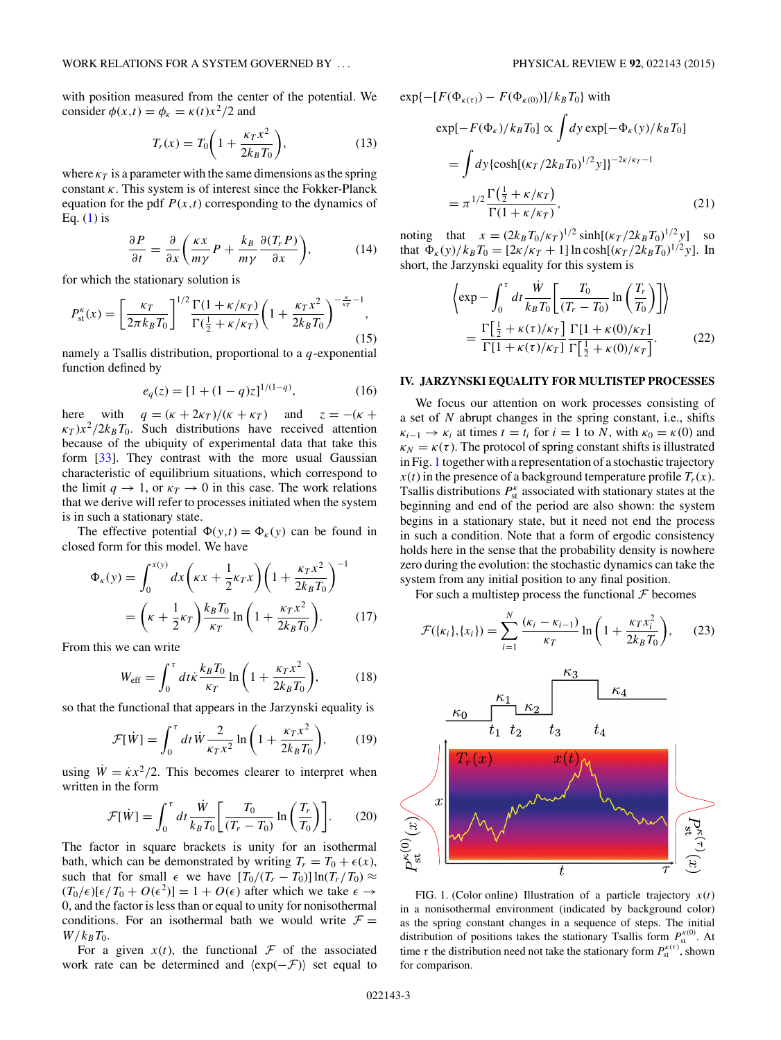with position measured from the center of the potential. We consider $\phi(x,t) = \phi_\kappa = \kappa(t)x^2/2$ and

$$T_r(x) = T_0\left(1 + \frac{\kappa_T x^2}{2k_B T_0}\right), \tag{13}$$

where $\kappa_T$ is a parameter with the same dimensions as the spring constant $\kappa$. This system is of interest since the Fokker-Planck equation for the pdf $P(x,t)$ corresponding to the dynamics of Eq. (1) is

$$\frac{\partial P}{\partial t} = \frac{\partial}{\partial x}\left(\frac{\kappa x}{m\gamma}P + \frac{k_B}{m\gamma}\frac{\partial(T_r P)}{\partial x}\right), \tag{14}$$

for which the stationary solution is

$$P_{\rm st}^{\kappa}(x) = \left[\frac{\kappa_T}{2\pi k_B T_0}\right]^{1/2}\frac{\Gamma(1+\kappa/\kappa_T)}{\Gamma(\frac{1}{2}+\kappa/\kappa_T)}\left(1 + \frac{\kappa_T x^2}{2k_B T_0}\right)^{-\frac{\kappa}{\kappa_T}-1}, \tag{15}$$

namely a Tsallis distribution, proportional to a $q$-exponential function defined by

$$e_q(z) = [1 + (1-q)z]^{1/(1-q)}, \tag{16}$$

here with $q = (\kappa + 2\kappa_T)/(\kappa + \kappa_T)$ and $z = -(\kappa + \kappa_T)x^2/2k_B T_0$. Such distributions have received attention because of the ubiquity of experimental data that take this form [33]. They contrast with the more usual Gaussian characteristic of equilibrium situations, which correspond to the limit $q \to 1$, or $\kappa_T \to 0$ in this case. The work relations that we derive will refer to processes initiated when the system is in such a stationary state.

The effective potential $\Phi(y,t) = \Phi_\kappa(y)$ can be found in closed form for this model. We have

$$\begin{aligned}\Phi_\kappa(y) &= \int_0^{x(y)} dx\left(\kappa x + \frac{1}{2}\kappa_T x\right)\left(1 + \frac{\kappa_T x^2}{2k_B T_0}\right)^{-1} \\ &= \left(\kappa + \frac{1}{2}\kappa_T\right)\frac{k_B T_0}{\kappa_T}\ln\left(1 + \frac{\kappa_T x^2}{2k_B T_0}\right).\end{aligned} \tag{17}$$

From this we can write

$$W_{\rm eff} = \int_0^\tau dt\dot{\kappa}\frac{k_B T_0}{\kappa_T}\ln\left(1 + \frac{\kappa_T x^2}{2k_B T_0}\right), \tag{18}$$

so that the functional that appears in the Jarzynski equality is

$$\mathcal{F}[\dot{W}] = \int_0^\tau dt\dot{W}\frac{2}{\kappa_T x^2}\ln\left(1 + \frac{\kappa_T x^2}{2k_B T_0}\right), \tag{19}$$

using $\dot{W} = \dot{\kappa}x^2/2$. This becomes clearer to interpret when written in the form

$$\mathcal{F}[\dot{W}] = \int_0^\tau dt\frac{\dot{W}}{k_B T_0}\left[\frac{T_0}{(T_r - T_0)}\ln\left(\frac{T_r}{T_0}\right)\right]. \tag{20}$$

The factor in square brackets is unity for an isothermal bath, which can be demonstrated by writing $T_r = T_0 + \epsilon(x)$, such that for small $\epsilon$ we have $[T_0/(T_r - T_0)]\ln(T_r/T_0) \approx (T_0/\epsilon)[\epsilon/T_0 + O(\epsilon^2)] = 1 + O(\epsilon)$ after which we take $\epsilon \to 0$, and the factor is less than or equal to unity for nonisothermal conditions. For an isothermal bath we would write $\mathcal{F} = W/k_B T_0$.

For a given $x(t)$, the functional $\mathcal{F}$ of the associated work rate can be determined and $\langle\exp(-\mathcal{F})\rangle$ set equal to $\exp\{-[F(\Phi_{\kappa(\tau)}) - F(\Phi_{\kappa(0)})]/k_B T_0\}$ with

$$\begin{aligned}\exp[-F(\Phi_\kappa)/k_B T_0] &\propto \int dy\exp[-\Phi_\kappa(y)/k_B T_0] \\ &= \int dy\{\cosh[(\kappa_T/2k_B T_0)^{1/2}y]\}^{-2\kappa/\kappa_T - 1} \\ &= \pi^{1/2}\frac{\Gamma\left(\frac{1}{2}+\kappa/\kappa_T\right)}{\Gamma(1+\kappa/\kappa_T)},\end{aligned} \tag{21}$$

noting that $x = (2k_B T_0/\kappa_T)^{1/2}\sinh[(\kappa_T/2k_B T_0)^{1/2}y]$ so that $\Phi_\kappa(y)/k_B T_0 = [2\kappa/\kappa_T + 1]\ln\cosh[(\kappa_T/2k_B T_0)^{1/2}y]$. In short, the Jarzynski equality for this system is

$$\begin{aligned}&\left\langle\exp - \int_0^\tau dt\frac{\dot{W}}{k_B T_0}\left[\frac{T_0}{(T_r - T_0)}\ln\left(\frac{T_r}{T_0}\right)\right]\right\rangle \\ &\quad = \frac{\Gamma\left[\frac{1}{2}+\kappa(\tau)/\kappa_T\right]}{\Gamma[1+\kappa(\tau)/\kappa_T]}\frac{\Gamma[1+\kappa(0)/\kappa_T]}{\Gamma\left[\frac{1}{2}+\kappa(0)/\kappa_T\right]}.\end{aligned} \tag{22}$$

## IV. JARZYNSKI EQUALITY FOR MULTISTEP PROCESSES

We focus our attention on work processes consisting of a set of $N$ abrupt changes in the spring constant, i.e., shifts $\kappa_{i-1} \to \kappa_i$ at times $t = t_i$ for $i = 1$ to $N$, with $\kappa_0 = \kappa(0)$ and $\kappa_N = \kappa(\tau)$. The protocol of spring constant shifts is illustrated in Fig. 1 together with a representation of a stochastic trajectory $x(t)$ in the presence of a background temperature profile $T_r(x)$. Tsallis distributions $P_{\rm st}^{\kappa}$ associated with stationary states at the beginning and end of the period are also shown: the system begins in a stationary state, but it need not end the process in such a condition. Note that a form of ergodic consistency holds here in the sense that the probability density is nowhere zero during the evolution: the stochastic dynamics can take the system from any initial position to any final position.

For such a multistep process the functional $\mathcal{F}$ becomes

$$\mathcal{F}(\{\kappa_i\},\{x_i\}) = \sum_{i=1}^{N}\frac{(\kappa_i - \kappa_{i-1})}{\kappa_T}\ln\left(1 + \frac{\kappa_T x_i^2}{2k_B T_0}\right), \tag{23}$$

FIG. 1. (Color online) Illustration of a particle trajectory $x(t)$ in a nonisothermal environment (indicated by background color) as the spring constant changes in a sequence of steps. The initial distribution of positions takes the stationary Tsallis form $P_{\rm st}^{\kappa(0)}$. At time $\tau$ the distribution need not take the stationary form $P_{\rm st}^{\kappa(\tau)}$, shown for comparison.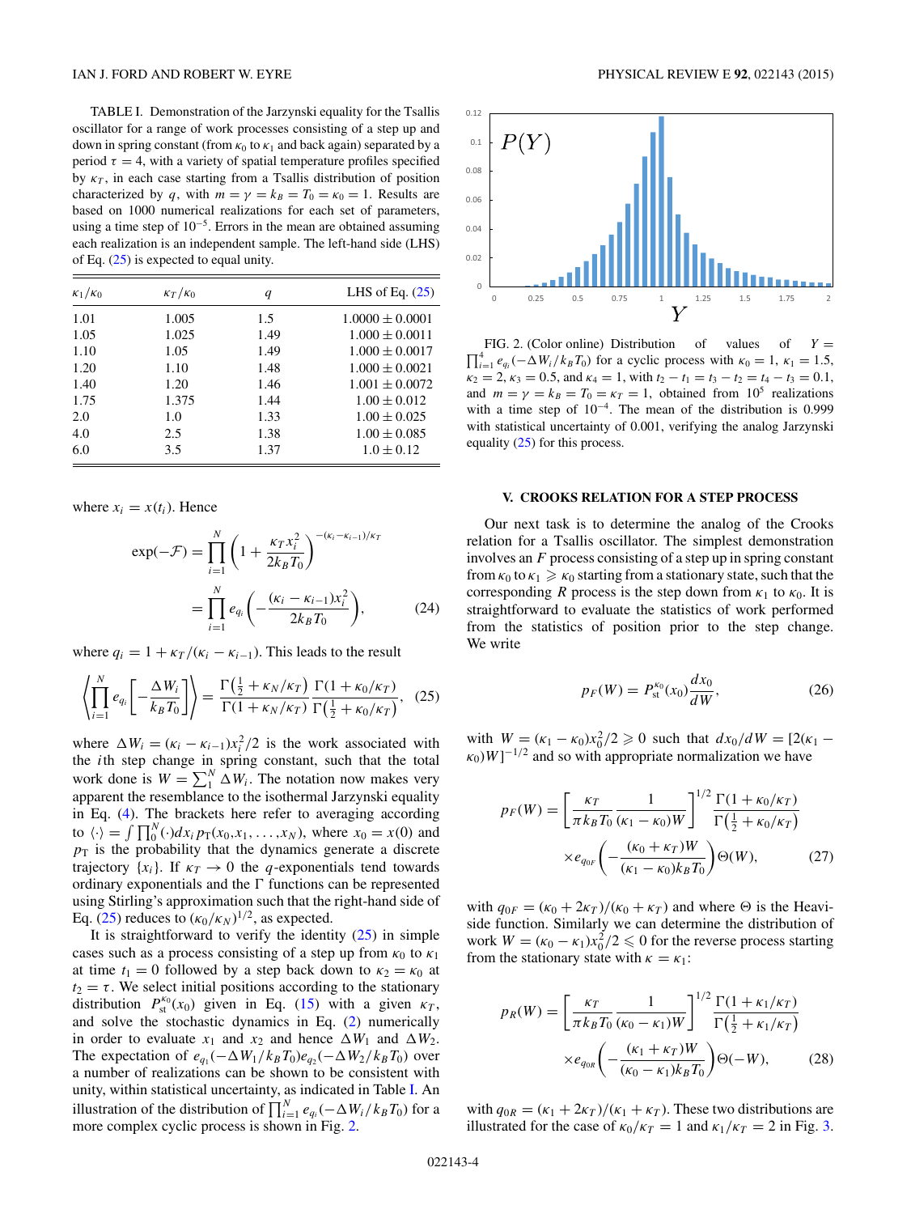TABLE I. Demonstration of the Jarzynski equality for the Tsallis oscillator for a range of work processes consisting of a step up and down in spring constant (from $\kappa_0$ to $\kappa_1$ and back again) separated by a period $\tau = 4$, with a variety of spatial temperature profiles specified by $\kappa_T$, in each case starting from a Tsallis distribution of position characterized by $q$, with $m = \gamma = k_B = T_0 = \kappa_0 = 1$. Results are based on 1000 numerical realizations for each set of parameters, using a time step of $10^{-5}$. Errors in the mean are obtained assuming each realization is an independent sample. The left-hand side (LHS) of Eq. (25) is expected to equal unity.

| $\kappa_1/\kappa_0$ | $\kappa_T/\kappa_0$ | $q$ | LHS of Eq. (25) |
|---|---|---|---|
| 1.01 | 1.005 | 1.5 | $1.0000 \pm 0.0001$ |
| 1.05 | 1.025 | 1.49 | $1.000 \pm 0.0011$ |
| 1.10 | 1.05 | 1.49 | $1.000 \pm 0.0017$ |
| 1.20 | 1.10 | 1.48 | $1.000 \pm 0.0021$ |
| 1.40 | 1.20 | 1.46 | $1.001 \pm 0.0072$ |
| 1.75 | 1.375 | 1.44 | $1.00 \pm 0.012$ |
| 2.0 | 1.0 | 1.33 | $1.00 \pm 0.025$ |
| 4.0 | 2.5 | 1.38 | $1.00 \pm 0.085$ |
| 6.0 | 3.5 | 1.37 | $1.0 \pm 0.12$ |

where $x_i = x(t_i)$. Hence

$$\exp(-\mathcal{F}) = \prod_{i=1}^{N}\left(1 + \frac{\kappa_T x_i^2}{2k_B T_0}\right)^{-(\kappa_i-\kappa_{i-1})/\kappa_T} = \prod_{i=1}^{N} e_{q_i}\left(-\frac{(\kappa_i - \kappa_{i-1})x_i^2}{2k_B T_0}\right), \tag{24}$$

where $q_i = 1 + \kappa_T/(\kappa_i - \kappa_{i-1})$. This leads to the result

$$\left\langle \prod_{i=1}^{N} e_{q_i}\left[-\frac{\Delta W_i}{k_B T_0}\right]\right\rangle = \frac{\Gamma\left(\frac{1}{2} + \kappa_N/\kappa_T\right)}{\Gamma(1 + \kappa_N/\kappa_T)}\frac{\Gamma(1 + \kappa_0/\kappa_T)}{\Gamma\left(\frac{1}{2} + \kappa_0/\kappa_T\right)}, \tag{25}$$

where $\Delta W_i = (\kappa_i - \kappa_{i-1})x_i^2/2$ is the work associated with the $i$th step change in spring constant, such that the total work done is $W = \sum_1^N \Delta W_i$. The notation now makes very apparent the resemblance to the isothermal Jarzynski equality in Eq. (4). The brackets here refer to averaging according to $\langle\cdot\rangle = \int \prod_0^N (\cdot) dx_i\, p_{\rm T}(x_0, x_1, \ldots, x_N)$, where $x_0 = x(0)$ and $p_{\rm T}$ is the probability that the dynamics generate a discrete trajectory $\{x_i\}$. If $\kappa_T \to 0$ the $q$-exponentials tend towards ordinary exponentials and the $\Gamma$ functions can be represented using Stirling's approximation such that the right-hand side of Eq. (25) reduces to $(\kappa_0/\kappa_N)^{1/2}$, as expected.

It is straightforward to verify the identity (25) in simple cases such as a process consisting of a step up from $\kappa_0$ to $\kappa_1$ at time $t_1 = 0$ followed by a step back down to $\kappa_2 = \kappa_0$ at $t_2 = \tau$. We select initial positions according to the stationary distribution $P_{\rm st}^{\kappa_0}(x_0)$ given in Eq. (15) with a given $\kappa_T$, and solve the stochastic dynamics in Eq. (2) numerically in order to evaluate $x_1$ and $x_2$ and hence $\Delta W_1$ and $\Delta W_2$. The expectation of $e_{q_1}(-\Delta W_1/k_B T_0)e_{q_2}(-\Delta W_2/k_B T_0)$ over a number of realizations can be shown to be consistent with unity, within statistical uncertainty, as indicated in Table I. An illustration of the distribution of $\prod_{i=1}^N e_{q_i}(-\Delta W_i/k_B T_0)$ for a more complex cyclic process is shown in Fig. 2.

FIG. 2. (Color online) Distribution of values of $Y = \prod_{i=1}^4 e_{q_i}(-\Delta W_i/k_B T_0)$ for a cyclic process with $\kappa_0 = 1$, $\kappa_1 = 1.5$, $\kappa_2 = 2$, $\kappa_3 = 0.5$, and $\kappa_4 = 1$, with $t_2 - t_1 = t_3 - t_2 = t_4 - t_3 = 0.1$, and $m = \gamma = k_B = T_0 = \kappa_T = 1$, obtained from $10^5$ realizations with a time step of $10^{-4}$. The mean of the distribution is 0.999 with statistical uncertainty of 0.001, verifying the analog Jarzynski equality (25) for this process.

## V. CROOKS RELATION FOR A STEP PROCESS

Our next task is to determine the analog of the Crooks relation for a Tsallis oscillator. The simplest demonstration involves an $F$ process consisting of a step up in spring constant from $\kappa_0$ to $\kappa_1 \geqslant \kappa_0$ starting from a stationary state, such that the corresponding $R$ process is the step down from $\kappa_1$ to $\kappa_0$. It is straightforward to evaluate the statistics of work performed from the statistics of position prior to the step change. We write

$$p_F(W) = P_{\rm st}^{\kappa_0}(x_0)\frac{dx_0}{dW}, \tag{26}$$

with $W = (\kappa_1 - \kappa_0)x_0^2/2 \geqslant 0$ such that $dx_0/dW = [2(\kappa_1 - \kappa_0)W]^{-1/2}$ and so with appropriate normalization we have

$$p_F(W) = \left[\frac{\kappa_T}{\pi k_B T_0}\frac{1}{(\kappa_1 - \kappa_0)W}\right]^{1/2}\frac{\Gamma(1 + \kappa_0/\kappa_T)}{\Gamma\left(\frac{1}{2} + \kappa_0/\kappa_T\right)} \times e_{q_{0F}}\left(-\frac{(\kappa_0 + \kappa_T)W}{(\kappa_1 - \kappa_0)k_B T_0}\right)\Theta(W), \tag{27}$$

with $q_{0F} = (\kappa_0 + 2\kappa_T)/(\kappa_0 + \kappa_T)$ and where $\Theta$ is the Heaviside function. Similarly we can determine the distribution of work $W = (\kappa_0 - \kappa_1)x_0^2/2 \leqslant 0$ for the reverse process starting from the stationary state with $\kappa = \kappa_1$:

$$p_R(W) = \left[\frac{\kappa_T}{\pi k_B T_0}\frac{1}{(\kappa_0 - \kappa_1)W}\right]^{1/2}\frac{\Gamma(1 + \kappa_1/\kappa_T)}{\Gamma\left(\frac{1}{2} + \kappa_1/\kappa_T\right)} \times e_{q_{0R}}\left(-\frac{(\kappa_1 + \kappa_T)W}{(\kappa_0 - \kappa_1)k_B T_0}\right)\Theta(-W), \tag{28}$$

with $q_{0R} = (\kappa_1 + 2\kappa_T)/(\kappa_1 + \kappa_T)$. These two distributions are illustrated for the case of $\kappa_0/\kappa_T = 1$ and $\kappa_1/\kappa_T = 2$ in Fig. 3.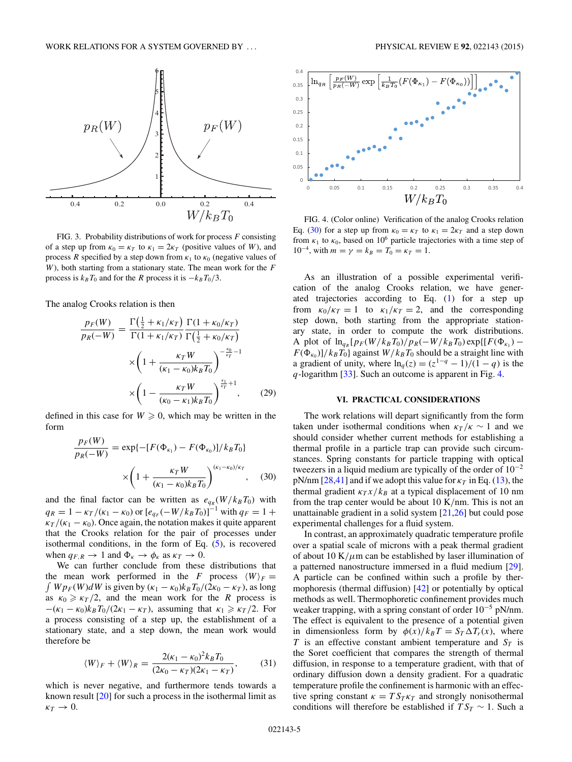FIG. 3. Probability distributions of work for process $F$ consisting of a step up from $\kappa_0 = \kappa_T$ to $\kappa_1 = 2\kappa_T$ (positive values of $W$), and process $R$ specified by a step down from $\kappa_1$ to $\kappa_0$ (negative values of $W$), both starting from a stationary state. The mean work for the $F$ process is $k_B T_0$ and for the $R$ process it is $-k_B T_0/3$.

The analog Crooks relation is then

$$\frac{p_F(W)}{p_R(-W)} = \frac{\Gamma\left(\frac{1}{2}+\kappa_1/\kappa_T\right)}{\Gamma(1+\kappa_1/\kappa_T)} \frac{\Gamma(1+\kappa_0/\kappa_T)}{\Gamma\left(\frac{1}{2}+\kappa_0/\kappa_T\right)} \times \left(1+\frac{\kappa_T W}{(\kappa_1-\kappa_0)k_B T_0}\right)^{-\frac{\kappa_0}{\kappa_T}-1} \times \left(1-\frac{\kappa_T W}{(\kappa_0-\kappa_1)k_B T_0}\right)^{\frac{\kappa_1}{\kappa_T}+1}, \tag{29}$$

defined in this case for $W \geqslant 0$, which may be written in the form

$$\frac{p_F(W)}{p_R(-W)} = \exp\{-[F(\Phi_{\kappa_1}) - F(\Phi_{\kappa_0})]/k_B T_0\} \times \left(1+\frac{\kappa_T W}{(\kappa_1-\kappa_0)k_B T_0}\right)^{(\kappa_1-\kappa_0)/\kappa_T}, \tag{30}$$

and the final factor can be written as $e_{q_R}(W/k_B T_0)$ with $q_R = 1 - \kappa_T/(\kappa_1 - \kappa_0)$ or $[e_{q_F}(-W/k_B T_0)]^{-1}$ with $q_F = 1 + \kappa_T/(\kappa_1 - \kappa_0)$. Once again, the notation makes it quite apparent that the Crooks relation for the pair of processes under isothermal conditions, in the form of Eq. (5), is recovered when $q_{F,R} \to 1$ and $\Phi_\kappa \to \phi_\kappa$ as $\kappa_T \to 0$.

We can further conclude from these distributions that the mean work performed in the $F$ process $\langle W\rangle_F = \int W p_F(W) dW$ is given by $(\kappa_1 - \kappa_0)k_B T_0/(2\kappa_0 - \kappa_T)$, as long as $\kappa_0 \geqslant \kappa_T/2$, and the mean work for the $R$ process is $-(\kappa_1 - \kappa_0)k_B T_0/(2\kappa_1 - \kappa_T)$, assuming that $\kappa_1 \geqslant \kappa_T/2$. For a process consisting of a step up, the establishment of a stationary state, and a step down, the mean work would therefore be

$$\langle W\rangle_F + \langle W\rangle_R = \frac{2(\kappa_1-\kappa_0)^2 k_B T_0}{(2\kappa_0-\kappa_T)(2\kappa_1-\kappa_T)}, \tag{31}$$

which is never negative, and furthermore tends towards a known result [20] for such a process in the isothermal limit as $\kappa_T \to 0$.

FIG. 4. (Color online) Verification of the analog Crooks relation Eq. (30) for a step up from $\kappa_0 = \kappa_T$ to $\kappa_1 = 2\kappa_T$ and a step down from $\kappa_1$ to $\kappa_0$, based on $10^6$ particle trajectories with a time step of $10^{-4}$, with $m = \gamma = k_B = T_0 = \kappa_T = 1$.

As an illustration of a possible experimental verification of the analog Crooks relation, we have generated trajectories according to Eq. (1) for a step up from $\kappa_0/\kappa_T = 1$ to $\kappa_1/\kappa_T = 2$, and the corresponding step down, both starting from the appropriate stationary state, in order to compute the work distributions. A plot of $\ln_{q_R}[p_F(W/k_B T_0)/p_R(-W/k_B T_0)\exp\{[F(\Phi_{\kappa_1}) - F(\Phi_{\kappa_0})]/k_B T_0\}$ against $W/k_B T_0$ should be a straight line with a gradient of unity, where $\ln_q(z) = (z^{1-q} - 1)/(1-q)$ is the $q$-logarithm [33]. Such an outcome is apparent in Fig. 4.

## VI. PRACTICAL CONSIDERATIONS

The work relations will depart significantly from the form taken under isothermal conditions when $\kappa_T/\kappa \sim 1$ and we should consider whether current methods for establishing a thermal profile in a particle trap can provide such circumstances. Spring constants for particle trapping with optical tweezers in a liquid medium are typically of the order of $10^{-2}$ pN/nm [28,41] and if we adopt this value for $\kappa_T$ in Eq. (13), the thermal gradient $\kappa_T x/k_B$ at a typical displacement of 10 nm from the trap center would be about 10 K/nm. This is not an unattainable gradient in a solid system [21,26] but could pose experimental challenges for a fluid system.

In contrast, an approximately quadratic temperature profile over a spatial scale of microns with a peak thermal gradient of about 10 K/$\mu$m can be established by laser illumination of a patterned nanostructure immersed in a fluid medium [29]. A particle can be confined within such a profile by thermophoresis (thermal diffusion) [42] or potentially by optical methods as well. Thermophoretic confinement provides much weaker trapping, with a spring constant of order $10^{-5}$ pN/nm. The effect is equivalent to the presence of a potential given in dimensionless form by $\phi(x)/k_B T = S_T \Delta T_r(x)$, where $T$ is an effective constant ambient temperature and $S_T$ is the Soret coefficient that compares the strength of thermal diffusion, in response to a temperature gradient, with that of ordinary diffusion down a density gradient. For a quadratic temperature profile the confinement is harmonic with an effective spring constant $\kappa = T S_T \kappa_T$ and strongly nonisothermal conditions will therefore be established if $T S_T \sim 1$. Such a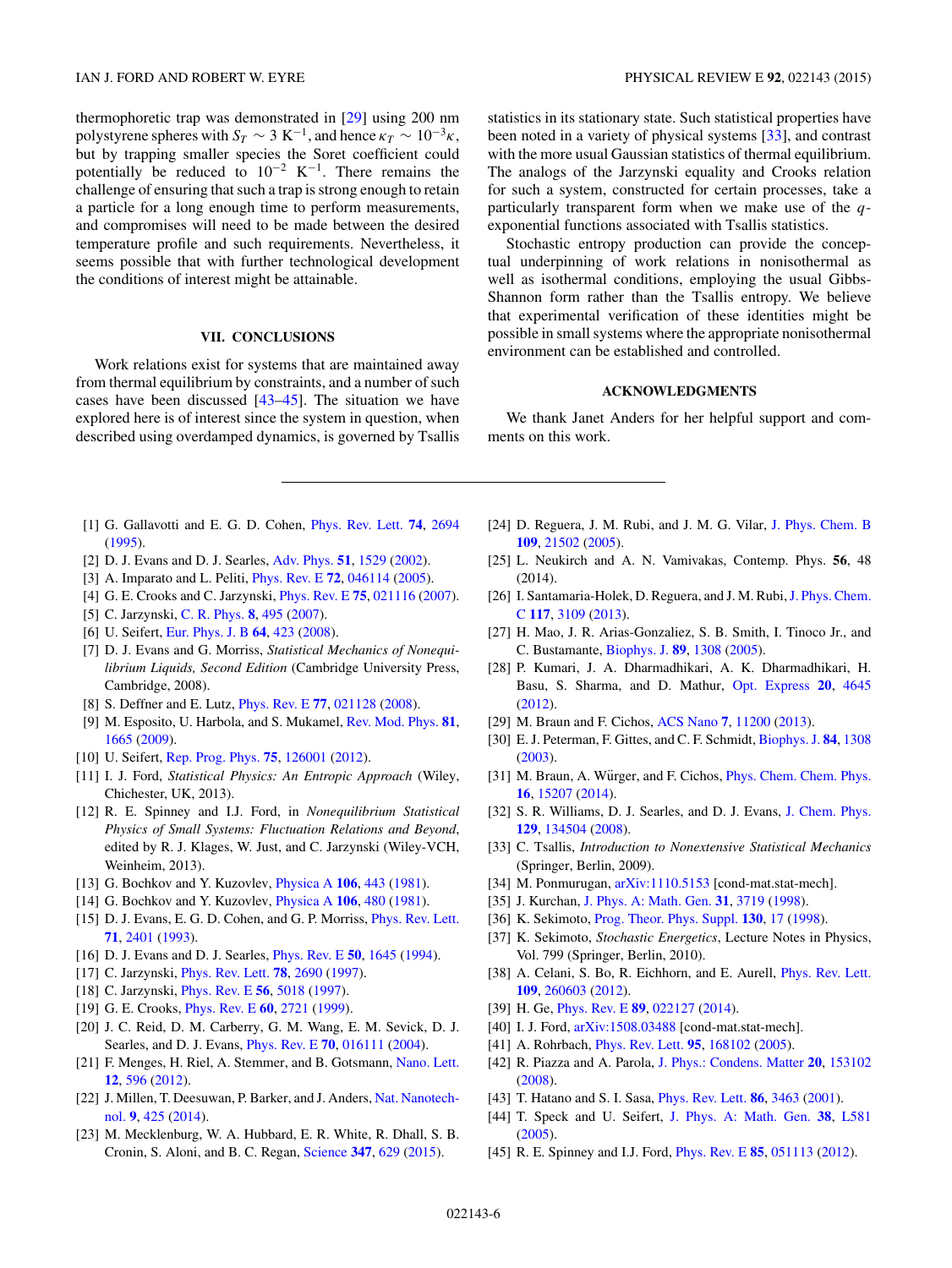thermophoretic trap was demonstrated in [29] using 200 nm polystyrene spheres with $S_T \sim 3\ \mathrm{K}^{-1}$, and hence $\kappa_T \sim 10^{-3}\kappa$, but by trapping smaller species the Soret coefficient could potentially be reduced to $10^{-2}\ \mathrm{K}^{-1}$. There remains the challenge of ensuring that such a trap is strong enough to retain a particle for a long enough time to perform measurements, and compromises will need to be made between the desired temperature profile and such requirements. Nevertheless, it seems possible that with further technological development the conditions of interest might be attainable.

## VII. CONCLUSIONS

Work relations exist for systems that are maintained away from thermal equilibrium by constraints, and a number of such cases have been discussed [43–45]. The situation we have explored here is of interest since the system in question, when described using overdamped dynamics, is governed by Tsallis statistics in its stationary state. Such statistical properties have been noted in a variety of physical systems [33], and contrast with the more usual Gaussian statistics of thermal equilibrium. The analogs of the Jarzynski equality and Crooks relation for such a system, constructed for certain processes, take a particularly transparent form when we make use of the $q$-exponential functions associated with Tsallis statistics.

Stochastic entropy production can provide the conceptual underpinning of work relations in nonisothermal as well as isothermal conditions, employing the usual Gibbs-Shannon form rather than the Tsallis entropy. We believe that experimental verification of these identities might be possible in small systems where the appropriate nonisothermal environment can be established and controlled.

## ACKNOWLEDGMENTS

We thank Janet Anders for her helpful support and comments on this work.

---

[1] G. Gallavotti and E. G. D. Cohen, Phys. Rev. Lett. **74**, 2694 (1995).
[2] D. J. Evans and D. J. Searles, Adv. Phys. **51**, 1529 (2002).
[3] A. Imparato and L. Peliti, Phys. Rev. E **72**, 046114 (2005).
[4] G. E. Crooks and C. Jarzynski, Phys. Rev. E **75**, 021116 (2007).
[5] C. Jarzynski, C. R. Phys. **8**, 495 (2007).
[6] U. Seifert, Eur. Phys. J. B **64**, 423 (2008).
[7] D. J. Evans and G. Morriss, *Statistical Mechanics of Nonequilibrium Liquids, Second Edition* (Cambridge University Press, Cambridge, 2008).
[8] S. Deffner and E. Lutz, Phys. Rev. E **77**, 021128 (2008).
[9] M. Esposito, U. Harbola, and S. Mukamel, Rev. Mod. Phys. **81**, 1665 (2009).
[10] U. Seifert, Rep. Prog. Phys. **75**, 126001 (2012).
[11] I. J. Ford, *Statistical Physics: An Entropic Approach* (Wiley, Chichester, UK, 2013).
[12] R. E. Spinney and I.J. Ford, in *Nonequilibrium Statistical Physics of Small Systems: Fluctuation Relations and Beyond*, edited by R. J. Klages, W. Just, and C. Jarzynski (Wiley-VCH, Weinheim, 2013).
[13] G. Bochkov and Y. Kuzovlev, Physica A **106**, 443 (1981).
[14] G. Bochkov and Y. Kuzovlev, Physica A **106**, 480 (1981).
[15] D. J. Evans, E. G. D. Cohen, and G. P. Morriss, Phys. Rev. Lett. **71**, 2401 (1993).
[16] D. J. Evans and D. J. Searles, Phys. Rev. E **50**, 1645 (1994).
[17] C. Jarzynski, Phys. Rev. Lett. **78**, 2690 (1997).
[18] C. Jarzynski, Phys. Rev. E **56**, 5018 (1997).
[19] G. E. Crooks, Phys. Rev. E **60**, 2721 (1999).
[20] J. C. Reid, D. M. Carberry, G. M. Wang, E. M. Sevick, D. J. Searles, and D. J. Evans, Phys. Rev. E **70**, 016111 (2004).
[21] F. Menges, H. Riel, A. Stemmer, and B. Gotsmann, Nano. Lett. **12**, 596 (2012).
[22] J. Millen, T. Deesuwan, P. Barker, and J. Anders, Nat. Nanotechnol. **9**, 425 (2014).
[23] M. Mecklenburg, W. A. Hubbard, E. R. White, R. Dhall, S. B. Cronin, S. Aloni, and B. C. Regan, Science **347**, 629 (2015).
[24] D. Reguera, J. M. Rubi, and J. M. G. Vilar, J. Phys. Chem. B **109**, 21502 (2005).
[25] L. Neukirch and A. N. Vamivakas, Contemp. Phys. **56**, 48 (2014).
[26] I. Santamaria-Holek, D. Reguera, and J. M. Rubi, J. Phys. Chem. C **117**, 3109 (2013).
[27] H. Mao, J. R. Arias-Gonzaliez, S. B. Smith, I. Tinoco Jr., and C. Bustamante, Biophys. J. **89**, 1308 (2005).
[28] P. Kumari, J. A. Dharmadhikari, A. K. Dharmadhikari, H. Basu, S. Sharma, and D. Mathur, Opt. Express **20**, 4645 (2012).
[29] M. Braun and F. Cichos, ACS Nano **7**, 11200 (2013).
[30] E. J. Peterman, F. Gittes, and C. F. Schmidt, Biophys. J. **84**, 1308 (2003).
[31] M. Braun, A. Würger, and F. Cichos, Phys. Chem. Chem. Phys. **16**, 15207 (2014).
[32] S. R. Williams, D. J. Searles, and D. J. Evans, J. Chem. Phys. **129**, 134504 (2008).
[33] C. Tsallis, *Introduction to Nonextensive Statistical Mechanics* (Springer, Berlin, 2009).
[34] M. Ponmurugan, arXiv:1110.5153 [cond-mat.stat-mech].
[35] J. Kurchan, J. Phys. A: Math. Gen. **31**, 3719 (1998).
[36] K. Sekimoto, Prog. Theor. Phys. Suppl. **130**, 17 (1998).
[37] K. Sekimoto, *Stochastic Energetics*, Lecture Notes in Physics, Vol. 799 (Springer, Berlin, 2010).
[38] A. Celani, S. Bo, R. Eichhorn, and E. Aurell, Phys. Rev. Lett. **109**, 260603 (2012).
[39] H. Ge, Phys. Rev. E **89**, 022127 (2014).
[40] I. J. Ford, arXiv:1508.03488 [cond-mat.stat-mech].
[41] A. Rohrbach, Phys. Rev. Lett. **95**, 168102 (2005).
[42] R. Piazza and A. Parola, J. Phys.: Condens. Matter **20**, 153102 (2008).
[43] T. Hatano and S. I. Sasa, Phys. Rev. Lett. **86**, 3463 (2001).
[44] T. Speck and U. Seifert, J. Phys. A: Math. Gen. **38**, L581 (2005).
[45] R. E. Spinney and I.J. Ford, Phys. Rev. E **85**, 051113 (2012).